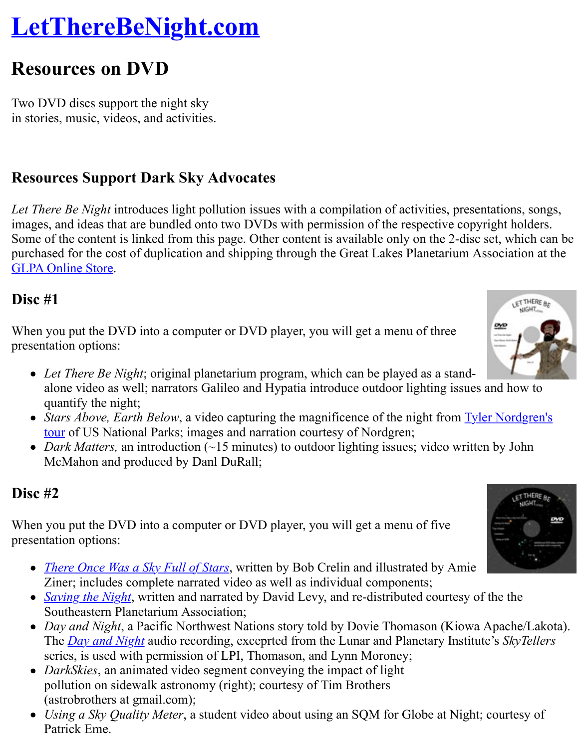# LetThereBeNight.com

## Resources on DVD

Two DVD discs support the night sky
in stories, music, videos, and activities.

### Resources Support Dark Sky Advocates

*Let There Be Night* introduces light pollution issues with a compilation of activities, presentations, songs, images, and ideas that are bundled onto two DVDs with permission of the respective copyright holders. Some of the content is linked from this page. Other content is available only on the 2-disc set, which can be purchased for the cost of duplication and shipping through the Great Lakes Planetarium Association at the GLPA Online Store.

### Disc #1

When you put the DVD into a computer or DVD player, you will get a menu of three presentation options:

- *Let There Be Night*; original planetarium program, which can be played as a stand-alone video as well; narrators Galileo and Hypatia introduce outdoor lighting issues and how to quantify the night;
- *Stars Above, Earth Below*, a video capturing the magnificence of the night from Tyler Nordgren's tour of US National Parks; images and narration courtesy of Nordgren;
- *Dark Matters,* an introduction (~15 minutes) to outdoor lighting issues; video written by John McMahon and produced by Danl DuRall;

### Disc #2

When you put the DVD into a computer or DVD player, you will get a menu of five presentation options:

- *There Once Was a Sky Full of Stars*, written by Bob Crelin and illustrated by Amie Ziner; includes complete narrated video as well as individual components;
- *Saving the Night*, written and narrated by David Levy, and re-distributed courtesy of the the Southeastern Planetarium Association;
- *Day and Night*, a Pacific Northwest Nations story told by Dovie Thomason (Kiowa Apache/Lakota). The *Day and Night* audio recording, exceprted from the Lunar and Planetary Institute's *SkyTellers* series, is used with permission of LPI, Thomason, and Lynn Moroney;
- *DarkSkies*, an animated video segment conveying the impact of light pollution on sidewalk astronomy (right); courtesy of Tim Brothers (astrobrothers at gmail.com);
- *Using a Sky Quality Meter*, a student video about using an SQM for Globe at Night; courtesy of Patrick Eme.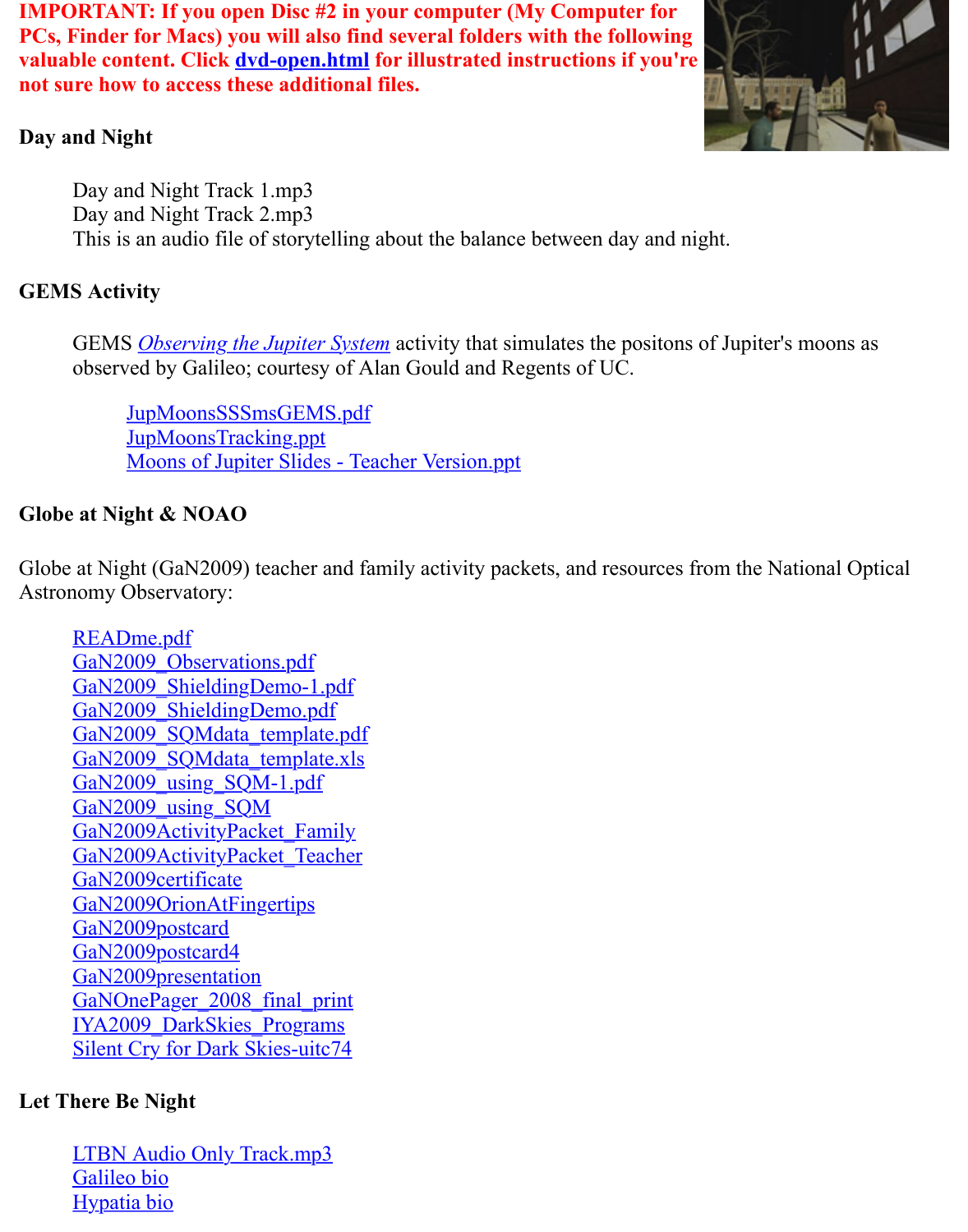**IMPORTANT: If you open Disc #2 in your computer (My Computer for PCs, Finder for Macs) you will also find several folders with the following valuable content. Click dvd-open.html for illustrated instructions if you're not sure how to access these additional files.**

### Day and Night

Day and Night Track 1.mp3
Day and Night Track 2.mp3
This is an audio file of storytelling about the balance between day and night.

### GEMS Activity

GEMS *Observing the Jupiter System* activity that simulates the positons of Jupiter's moons as observed by Galileo; courtesy of Alan Gould and Regents of UC.

- JupMoonsSSSmsGEMS.pdf
- JupMoonsTracking.ppt
- Moons of Jupiter Slides - Teacher Version.ppt

### Globe at Night & NOAO

Globe at Night (GaN2009) teacher and family activity packets, and resources from the National Optical Astronomy Observatory:

- READme.pdf
- GaN2009_Observations.pdf
- GaN2009_ShieldingDemo-1.pdf
- GaN2009_ShieldingDemo.pdf
- GaN2009_SQMdata_template.pdf
- GaN2009_SQMdata_template.xls
- GaN2009_using_SQM-1.pdf
- GaN2009_using_SQM
- GaN2009ActivityPacket_Family
- GaN2009ActivityPacket_Teacher
- GaN2009certificate
- GaN2009OrionAtFingertips
- GaN2009postcard
- GaN2009postcard4
- GaN2009presentation
- GaNOnePager_2008_final_print
- IYA2009_DarkSkies_Programs
- Silent Cry for Dark Skies-uitc74

### Let There Be Night

- LTBN Audio Only Track.mp3
- Galileo bio
- Hypatia bio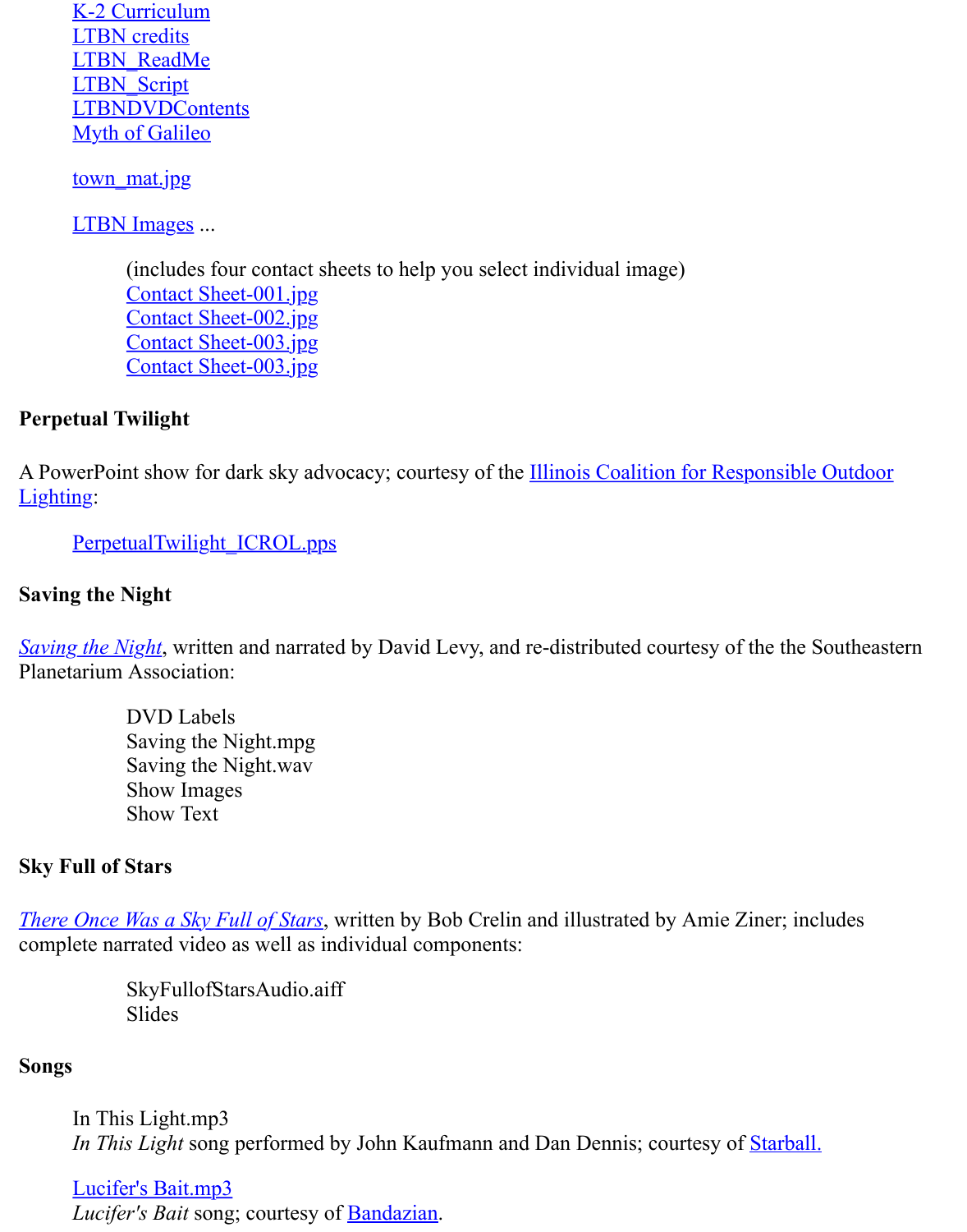- K-2 Curriculum
- LTBN credits
- LTBN_ReadMe
- LTBN_Script
- LTBNDVDContents
- Myth of Galileo

town_mat.jpg

LTBN Images ...

(includes four contact sheets to help you select individual image)
- Contact Sheet-001.jpg
- Contact Sheet-002.jpg
- Contact Sheet-003.jpg
- Contact Sheet-003.jpg

**Perpetual Twilight**

A PowerPoint show for dark sky advocacy; courtesy of the Illinois Coalition for Responsible Outdoor Lighting:

PerpetualTwilight_ICROL.pps

**Saving the Night**

*Saving the Night*, written and narrated by David Levy, and re-distributed courtesy of the the Southeastern Planetarium Association:

- DVD Labels
- Saving the Night.mpg
- Saving the Night.wav
- Show Images
- Show Text

**Sky Full of Stars**

*There Once Was a Sky Full of Stars*, written by Bob Crelin and illustrated by Amie Ziner; includes complete narrated video as well as individual components:

- SkyFullofStarsAudio.aiff
- Slides

**Songs**

In This Light.mp3
*In This Light* song performed by John Kaufmann and Dan Dennis; courtesy of Starball.

Lucifer's Bait.mp3
*Lucifer's Bait* song; courtesy of Bandazian.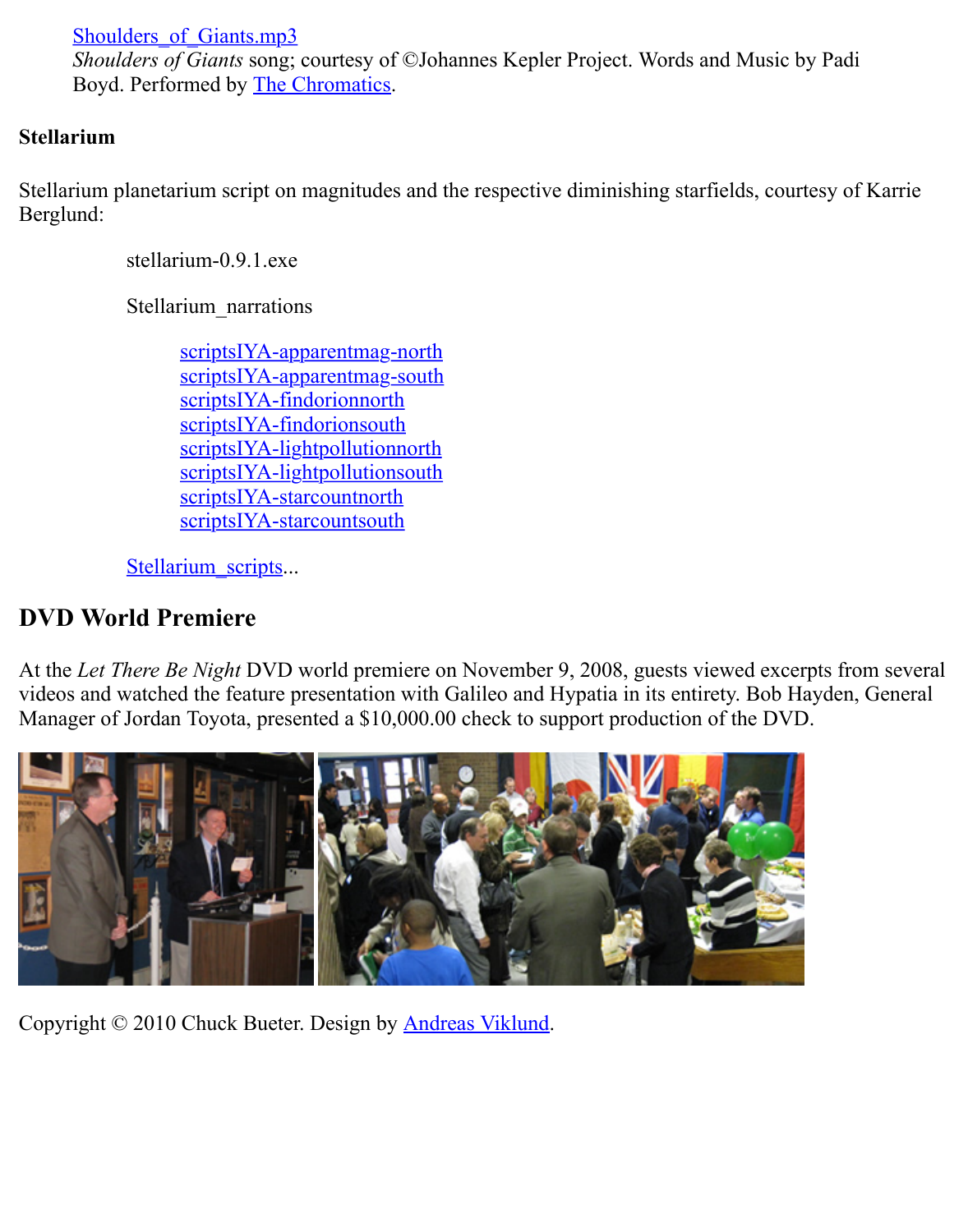Shoulders_of_Giants.mp3
*Shoulders of Giants* song; courtesy of ©Johannes Kepler Project. Words and Music by Padi Boyd. Performed by The Chromatics.

**Stellarium**

Stellarium planetarium script on magnitudes and the respective diminishing starfields, courtesy of Karrie Berglund:

stellarium-0.9.1.exe

Stellarium_narrations

- scriptsIYA-apparentmag-north
- scriptsIYA-apparentmag-south
- scriptsIYA-findorionnorth
- scriptsIYA-findorionsouth
- scriptsIYA-lightpollutionnorth
- scriptsIYA-lightpollutionsouth
- scriptsIYA-starcountnorth
- scriptsIYA-starcountsouth

Stellarium_scripts...

## DVD World Premiere

At the *Let There Be Night* DVD world premiere on November 9, 2008, guests viewed excerpts from several videos and watched the feature presentation with Galileo and Hypatia in its entirety. Bob Hayden, General Manager of Jordan Toyota, presented a $10,000.00 check to support production of the DVD.

Copyright © 2010 Chuck Bueter. Design by Andreas Viklund.